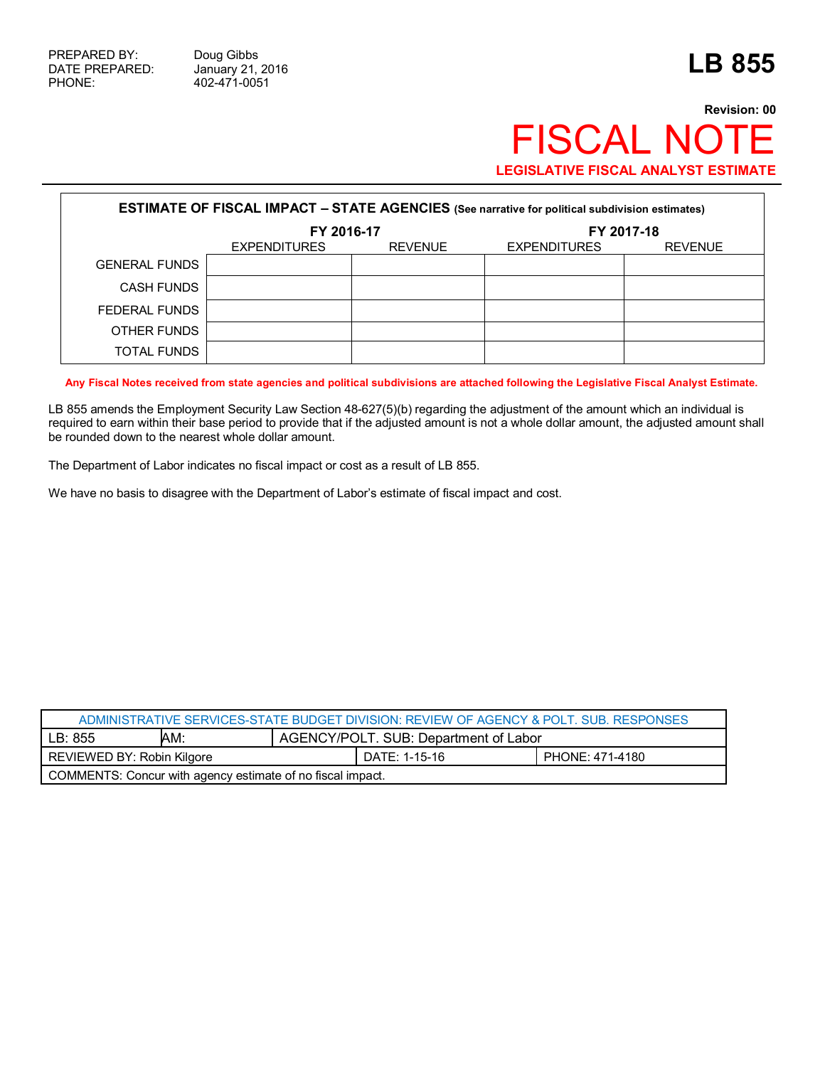PREPARED BY: Doug Gibbs
DATE PREPARED: January 21, 2016
PHONE: 402-471-0051

# LB 855

**Revision: 00**

# FISCAL NOTE

**LEGISLATIVE FISCAL ANALYST ESTIMATE**

**ESTIMATE OF FISCAL IMPACT – STATE AGENCIES** (See narrative for political subdivision estimates)

| | FY 2016-17 | | FY 2017-18 | |
|---|---|---|---|---|
| | EXPENDITURES | REVENUE | EXPENDITURES | REVENUE |
| GENERAL FUNDS | | | | |
| CASH FUNDS | | | | |
| FEDERAL FUNDS | | | | |
| OTHER FUNDS | | | | |
| TOTAL FUNDS | | | | |

**Any Fiscal Notes received from state agencies and political subdivisions are attached following the Legislative Fiscal Analyst Estimate.**

LB 855 amends the Employment Security Law Section 48-627(5)(b) regarding the adjustment of the amount which an individual is required to earn within their base period to provide that if the adjusted amount is not a whole dollar amount, the adjusted amount shall be rounded down to the nearest whole dollar amount.

The Department of Labor indicates no fiscal impact or cost as a result of LB 855.

We have no basis to disagree with the Department of Labor's estimate of fiscal impact and cost.

| ADMINISTRATIVE SERVICES-STATE BUDGET DIVISION: REVIEW OF AGENCY & POLT. SUB. RESPONSES | | |
|---|---|---|
| LB: 855 | AM: | AGENCY/POLT. SUB: Department of Labor |
| REVIEWED BY: Robin Kilgore | DATE: 1-15-16 | PHONE: 471-4180 |
| COMMENTS: Concur with agency estimate of no fiscal impact. | | |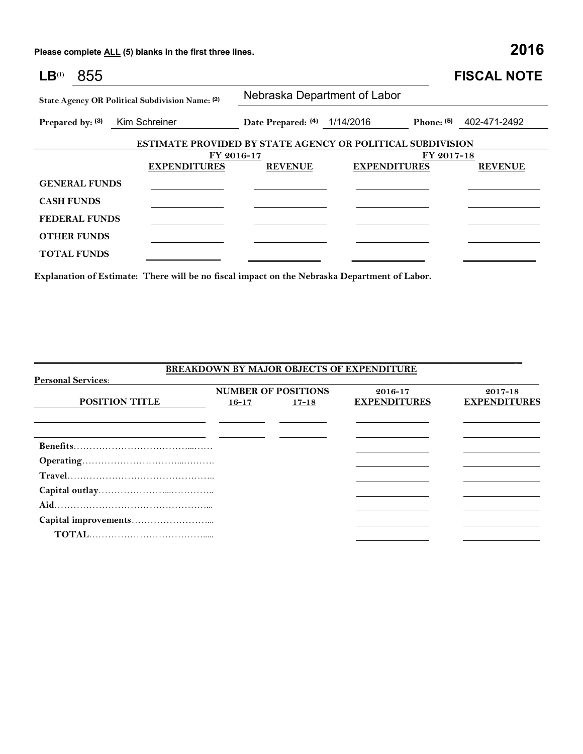Please complete ALL (5) blanks in the first three lines.

**2016**

**LB**(1) 855

**FISCAL NOTE**

**State Agency OR Political Subdivision Name:** (2) Nebraska Department of Labor

**Prepared by:** (3) Kim Schreiner **Date Prepared:** (4) 1/14/2016 **Phone:** (5) 402-471-2492

**ESTIMATE PROVIDED BY STATE AGENCY OR POLITICAL SUBDIVISION**

| | FY 2016-17 | | FY 2017-18 | |
|---|---|---|---|---|
| | **EXPENDITURES** | **REVENUE** | **EXPENDITURES** | **REVENUE** |
| **GENERAL FUNDS** | | | | |
| **CASH FUNDS** | | | | |
| **FEDERAL FUNDS** | | | | |
| **OTHER FUNDS** | | | | |
| **TOTAL FUNDS** | | | | |

**Explanation of Estimate: There will be no fiscal impact on the Nebraska Department of Labor.**

**BREAKDOWN BY MAJOR OBJECTS OF EXPENDITURE**

**Personal Services:**

| **POSITION TITLE** | **NUMBER OF POSITIONS** 16-17 | 17-18 | 2016-17 **EXPENDITURES** | 2017-18 **EXPENDITURES** |
|---|---|---|---|---|
| | | | | |
| | | | | |
| **Benefits** | | | | |
| **Operating** | | | | |
| **Travel** | | | | |
| **Capital outlay** | | | | |
| **Aid** | | | | |
| **Capital improvements** | | | | |
| **TOTAL** | | | | |